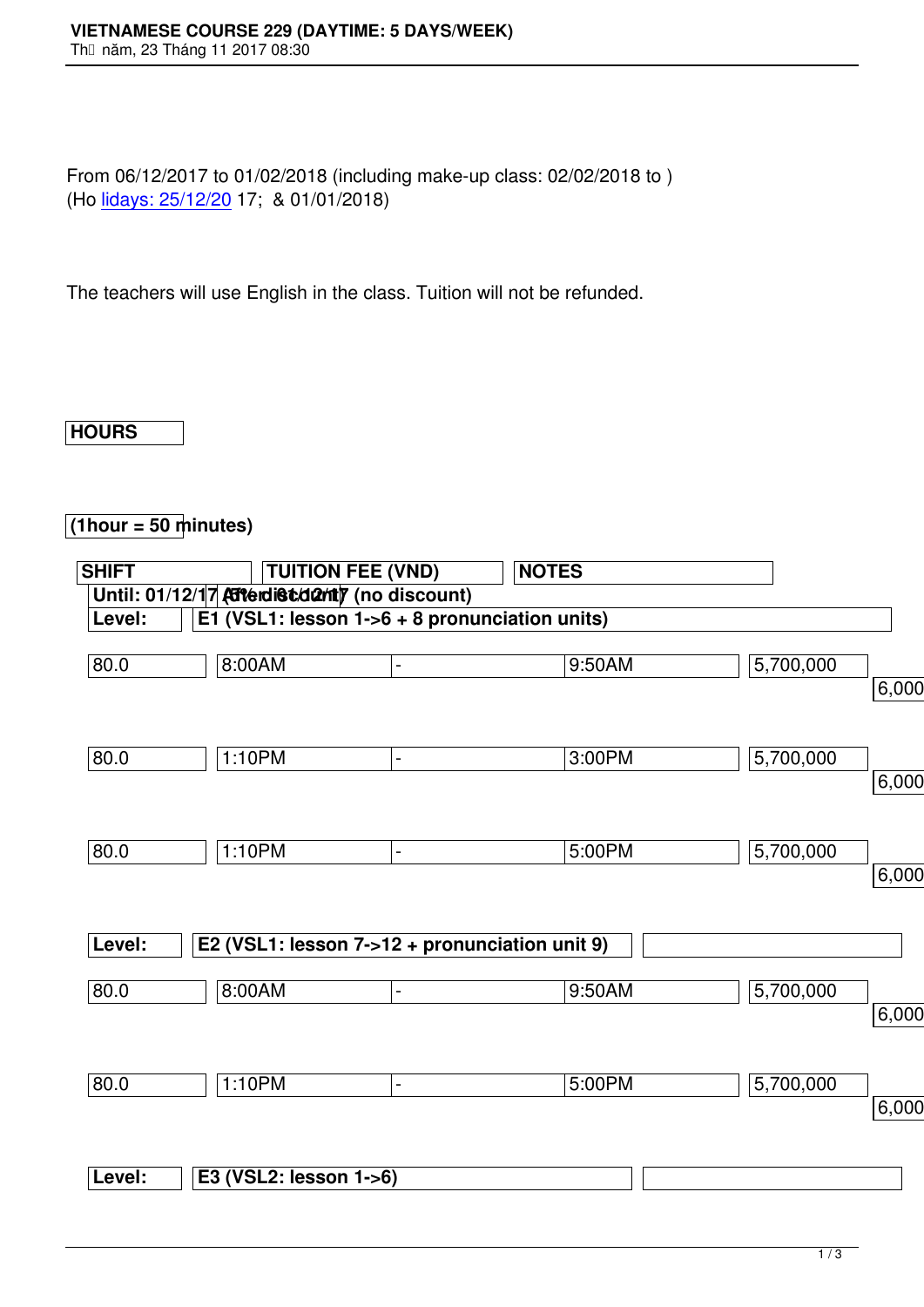# VIETNAMESE COURSE 229 (DAYTIME: 5 DAYS/WEEK)

Th� năm, 23 Tháng 11 2017 08:30

From 06/12/2017 to 01/02/2018 (including make-up class: 02/02/2018 to )
(Holidays: 25/12/2017; & 01/01/2018)

The teachers will use English in the class. Tuition will not be refunded.

| HOURS (1hour = 50 minutes) | SHIFT | | | TUITION FEE (VND) | NOTES |
|---|---|---|---|---|---|
| | | | | Until: 01/12/17 (5% discount) | After 01/12/17 (no discount) |
| **Level:** | **E1 (VSL1: lesson 1->6 + 8 pronunciation units)** | | | | |
| 80.0 | 8:00AM | - | 9:50AM | 5,700,000 | 6,000 |
| 80.0 | 1:10PM | - | 3:00PM | 5,700,000 | 6,000 |
| 80.0 | 1:10PM | - | 5:00PM | 5,700,000 | 6,000 |
| **Level:** | **E2 (VSL1: lesson 7->12 + pronunciation unit 9)** | | | | |
| 80.0 | 8:00AM | - | 9:50AM | 5,700,000 | 6,000 |
| 80.0 | 1:10PM | - | 5:00PM | 5,700,000 | 6,000 |
| **Level:** | **E3 (VSL2: lesson 1->6)** | | | | |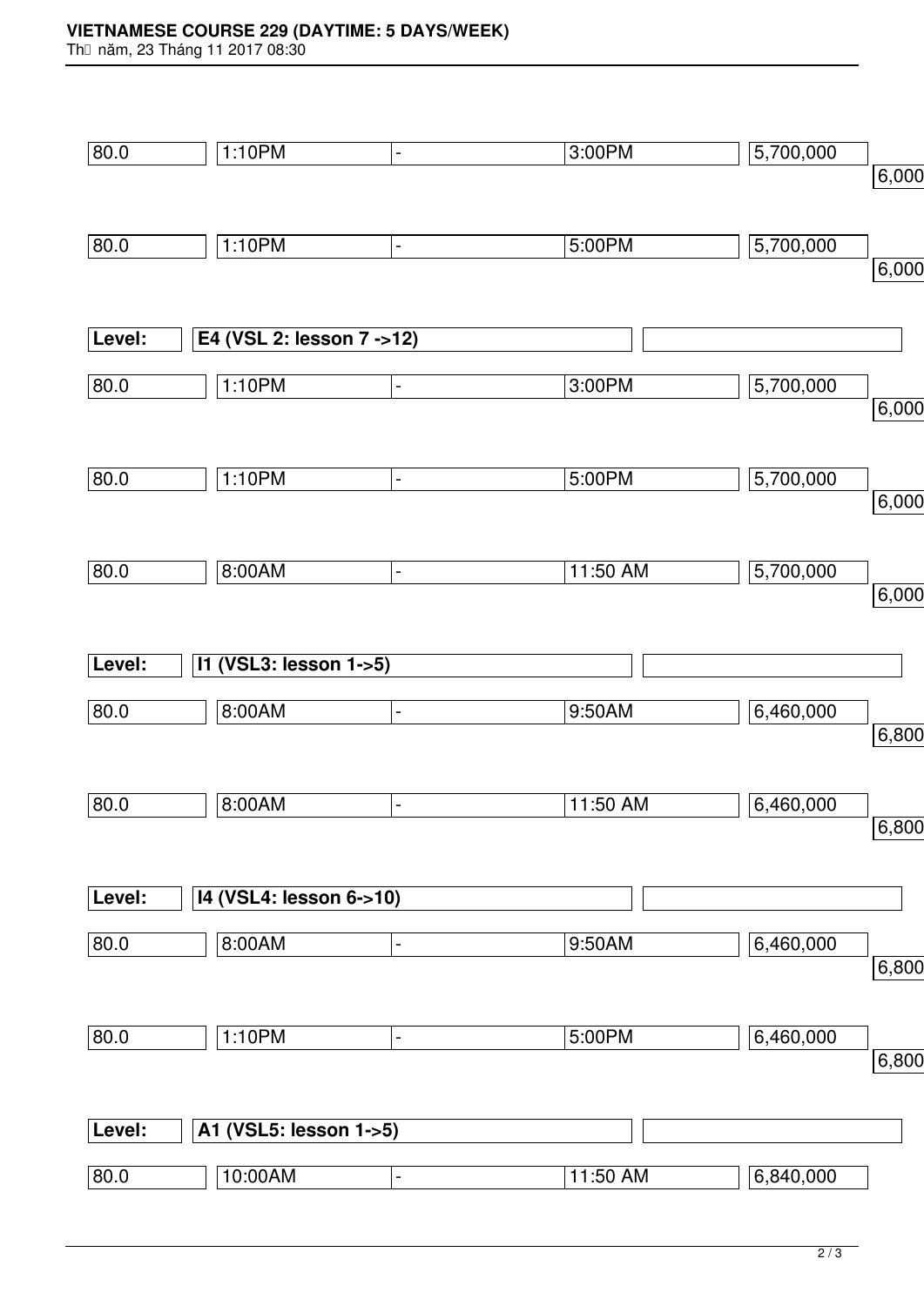| 80.0 | 1:10PM | - | 3:00PM | 5,700,000 | 6,000 |
|---|---|---|---|---|---|
| 80.0 | 1:10PM | - | 5:00PM | 5,700,000 | 6,000 |

| **Level:** | **E4 (VSL 2: lesson 7 ->12)** | | | | |
|---|---|---|---|---|---|
| 80.0 | 1:10PM | - | 3:00PM | 5,700,000 | 6,000 |
| 80.0 | 1:10PM | - | 5:00PM | 5,700,000 | 6,000 |
| 80.0 | 8:00AM | - | 11:50 AM | 5,700,000 | 6,000 |

| **Level:** | **I1 (VSL3: lesson 1->5)** | | | | |
|---|---|---|---|---|---|
| 80.0 | 8:00AM | - | 9:50AM | 6,460,000 | 6,800 |
| 80.0 | 8:00AM | - | 11:50 AM | 6,460,000 | 6,800 |

| **Level:** | **I4 (VSL4: lesson 6->10)** | | | | |
|---|---|---|---|---|---|
| 80.0 | 8:00AM | - | 9:50AM | 6,460,000 | 6,800 |
| 80.0 | 1:10PM | - | 5:00PM | 6,460,000 | 6,800 |

| **Level:** | **A1 (VSL5: lesson 1->5)** | | | | |
|---|---|---|---|---|---|
| 80.0 | 10:00AM | - | 11:50 AM | 6,840,000 | |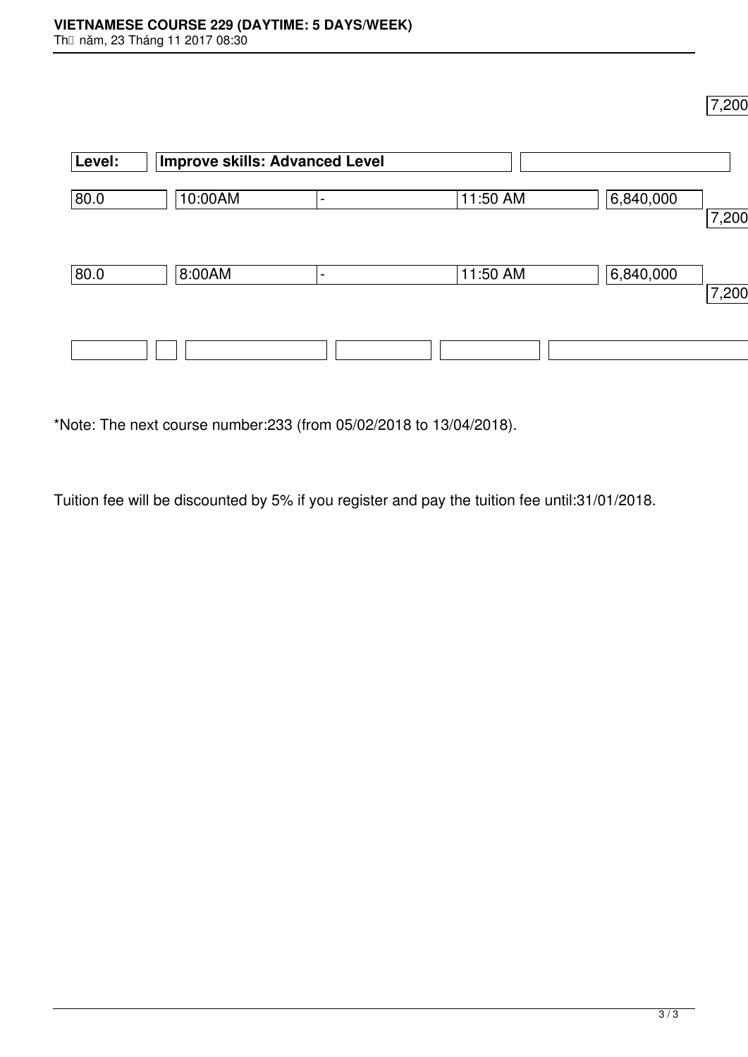7,200

| Level: | Improve skills: Advanced Level | | | | |
|---|---|---|---|---|---|
| 80.0 | 10:00AM | - | 11:50 AM | 6,840,000 | 7,200 |
| 80.0 | 8:00AM | - | 11:50 AM | 6,840,000 | 7,200 |
| | | | | | |

*Note: The next course number:233 (from 05/02/2018 to 13/04/2018).

Tuition fee will be discounted by 5% if you register and pay the tuition fee until:31/01/2018.